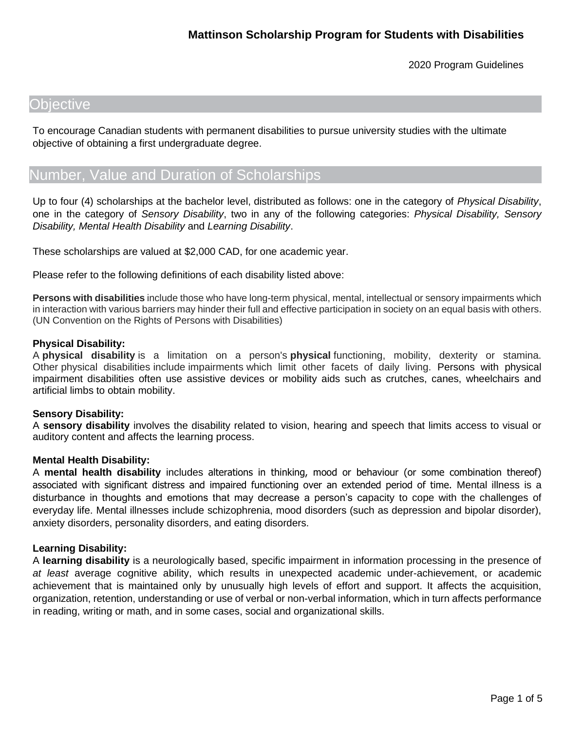# Mattinson Scholarship Program for Students with Disabilities

2020 Program Guidelines

## Objective

To encourage Canadian students with permanent disabilities to pursue university studies with the ultimate objective of obtaining a first undergraduate degree.

## Number, Value and Duration of Scholarships

Up to four (4) scholarships at the bachelor level, distributed as follows: one in the category of *Physical Disability*, one in the category of *Sensory Disability*, two in any of the following categories: *Physical Disability, Sensory Disability, Mental Health Disability* and *Learning Disability*.

These scholarships are valued at $2,000 CAD, for one academic year.

Please refer to the following definitions of each disability listed above:

**Persons with disabilities** include those who have long-term physical, mental, intellectual or sensory impairments which in interaction with various barriers may hinder their full and effective participation in society on an equal basis with others. (UN Convention on the Rights of Persons with Disabilities)

**Physical Disability:**
A **physical disability** is a limitation on a person's **physical** functioning, mobility, dexterity or stamina. Other physical disabilities include impairments which limit other facets of daily living. Persons with physical impairment disabilities often use assistive devices or mobility aids such as crutches, canes, wheelchairs and artificial limbs to obtain mobility.

**Sensory Disability:**
A **sensory disability** involves the disability related to vision, hearing and speech that limits access to visual or auditory content and affects the learning process.

**Mental Health Disability:**
A **mental health disability** includes alterations in thinking, mood or behaviour (or some combination thereof) associated with significant distress and impaired functioning over an extended period of time. Mental illness is a disturbance in thoughts and emotions that may decrease a person's capacity to cope with the challenges of everyday life. Mental illnesses include schizophrenia, mood disorders (such as depression and bipolar disorder), anxiety disorders, personality disorders, and eating disorders.

**Learning Disability:**
A **learning disability** is a neurologically based, specific impairment in information processing in the presence of *at least* average cognitive ability, which results in unexpected academic under-achievement, or academic achievement that is maintained only by unusually high levels of effort and support. It affects the acquisition, organization, retention, understanding or use of verbal or non-verbal information, which in turn affects performance in reading, writing or math, and in some cases, social and organizational skills.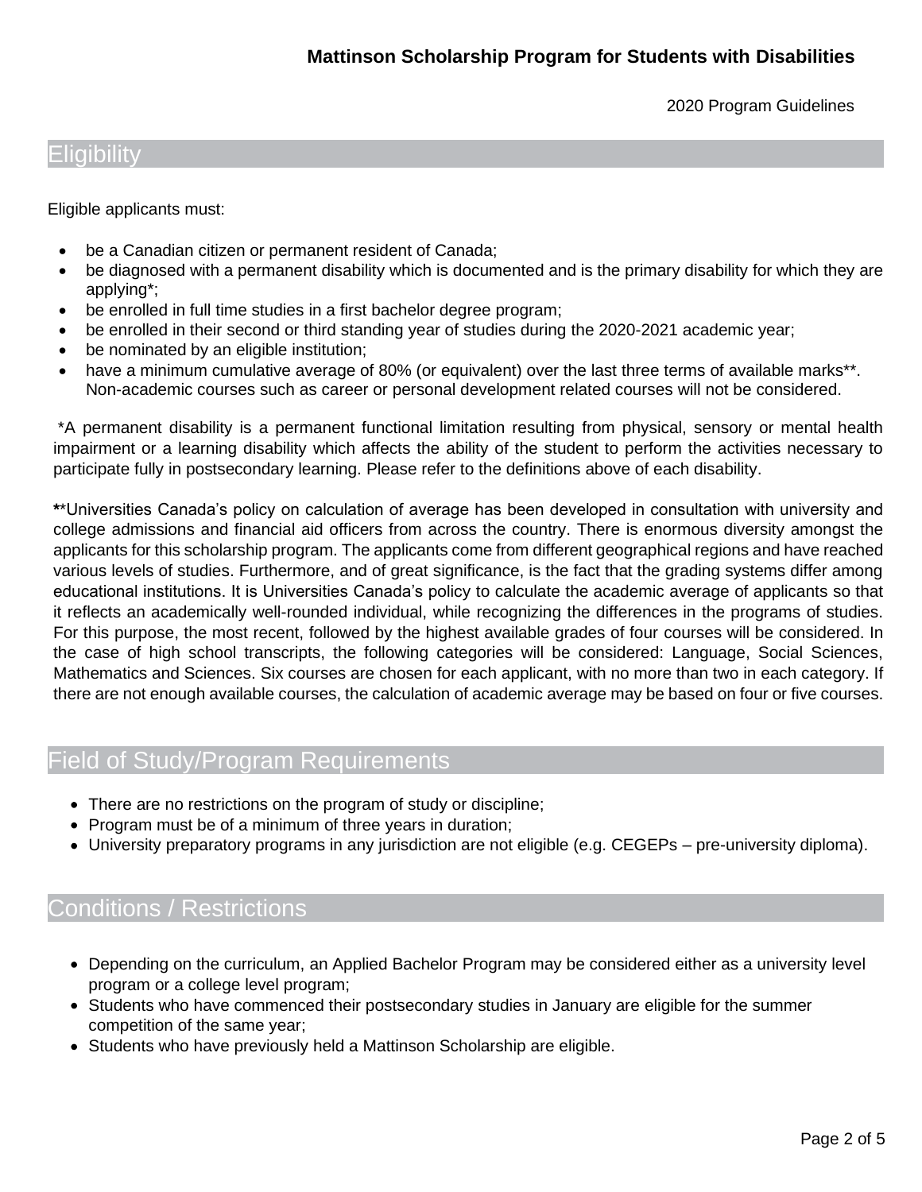## Eligibility

Eligible applicants must:

- be a Canadian citizen or permanent resident of Canada;
- be diagnosed with a permanent disability which is documented and is the primary disability for which they are applying*;
- be enrolled in full time studies in a first bachelor degree program;
- be enrolled in their second or third standing year of studies during the 2020-2021 academic year;
- be nominated by an eligible institution;
- have a minimum cumulative average of 80% (or equivalent) over the last three terms of available marks**. Non-academic courses such as career or personal development related courses will not be considered.

*A permanent disability is a permanent functional limitation resulting from physical, sensory or mental health impairment or a learning disability which affects the ability of the student to perform the activities necessary to participate fully in postsecondary learning. Please refer to the definitions above of each disability.

**Universities Canada's policy on calculation of average has been developed in consultation with university and college admissions and financial aid officers from across the country. There is enormous diversity amongst the applicants for this scholarship program. The applicants come from different geographical regions and have reached various levels of studies. Furthermore, and of great significance, is the fact that the grading systems differ among educational institutions. It is Universities Canada's policy to calculate the academic average of applicants so that it reflects an academically well-rounded individual, while recognizing the differences in the programs of studies. For this purpose, the most recent, followed by the highest available grades of four courses will be considered. In the case of high school transcripts, the following categories will be considered: Language, Social Sciences, Mathematics and Sciences. Six courses are chosen for each applicant, with no more than two in each category. If there are not enough available courses, the calculation of academic average may be based on four or five courses.

## Field of Study/Program Requirements

- There are no restrictions on the program of study or discipline;
- Program must be of a minimum of three years in duration;
- University preparatory programs in any jurisdiction are not eligible (e.g. CEGEPs – pre-university diploma).

## Conditions / Restrictions

- Depending on the curriculum, an Applied Bachelor Program may be considered either as a university level program or a college level program;
- Students who have commenced their postsecondary studies in January are eligible for the summer competition of the same year;
- Students who have previously held a Mattinson Scholarship are eligible.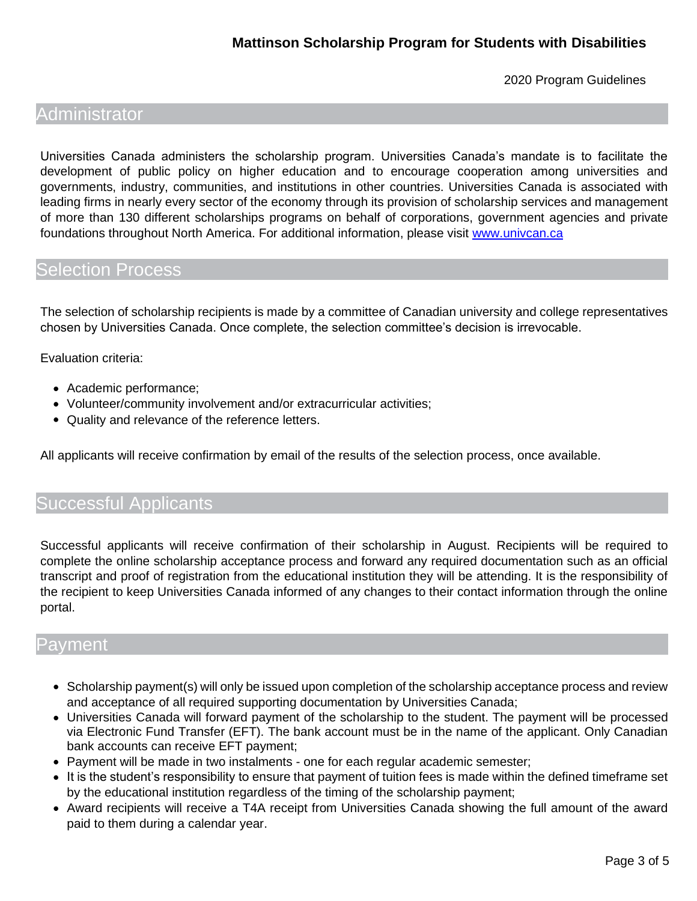## Administrator

Universities Canada administers the scholarship program. Universities Canada's mandate is to facilitate the development of public policy on higher education and to encourage cooperation among universities and governments, industry, communities, and institutions in other countries. Universities Canada is associated with leading firms in nearly every sector of the economy through its provision of scholarship services and management of more than 130 different scholarships programs on behalf of corporations, government agencies and private foundations throughout North America. For additional information, please visit [www.univcan.ca](http://www.univcan.ca)

## Selection Process

The selection of scholarship recipients is made by a committee of Canadian university and college representatives chosen by Universities Canada. Once complete, the selection committee's decision is irrevocable.

Evaluation criteria:

- Academic performance;
- Volunteer/community involvement and/or extracurricular activities;
- Quality and relevance of the reference letters.

All applicants will receive confirmation by email of the results of the selection process, once available.

## Successful Applicants

Successful applicants will receive confirmation of their scholarship in August. Recipients will be required to complete the online scholarship acceptance process and forward any required documentation such as an official transcript and proof of registration from the educational institution they will be attending. It is the responsibility of the recipient to keep Universities Canada informed of any changes to their contact information through the online portal.

## Payment

- Scholarship payment(s) will only be issued upon completion of the scholarship acceptance process and review and acceptance of all required supporting documentation by Universities Canada;
- Universities Canada will forward payment of the scholarship to the student. The payment will be processed via Electronic Fund Transfer (EFT). The bank account must be in the name of the applicant. Only Canadian bank accounts can receive EFT payment;
- Payment will be made in two instalments - one for each regular academic semester;
- It is the student's responsibility to ensure that payment of tuition fees is made within the defined timeframe set by the educational institution regardless of the timing of the scholarship payment;
- Award recipients will receive a T4A receipt from Universities Canada showing the full amount of the award paid to them during a calendar year.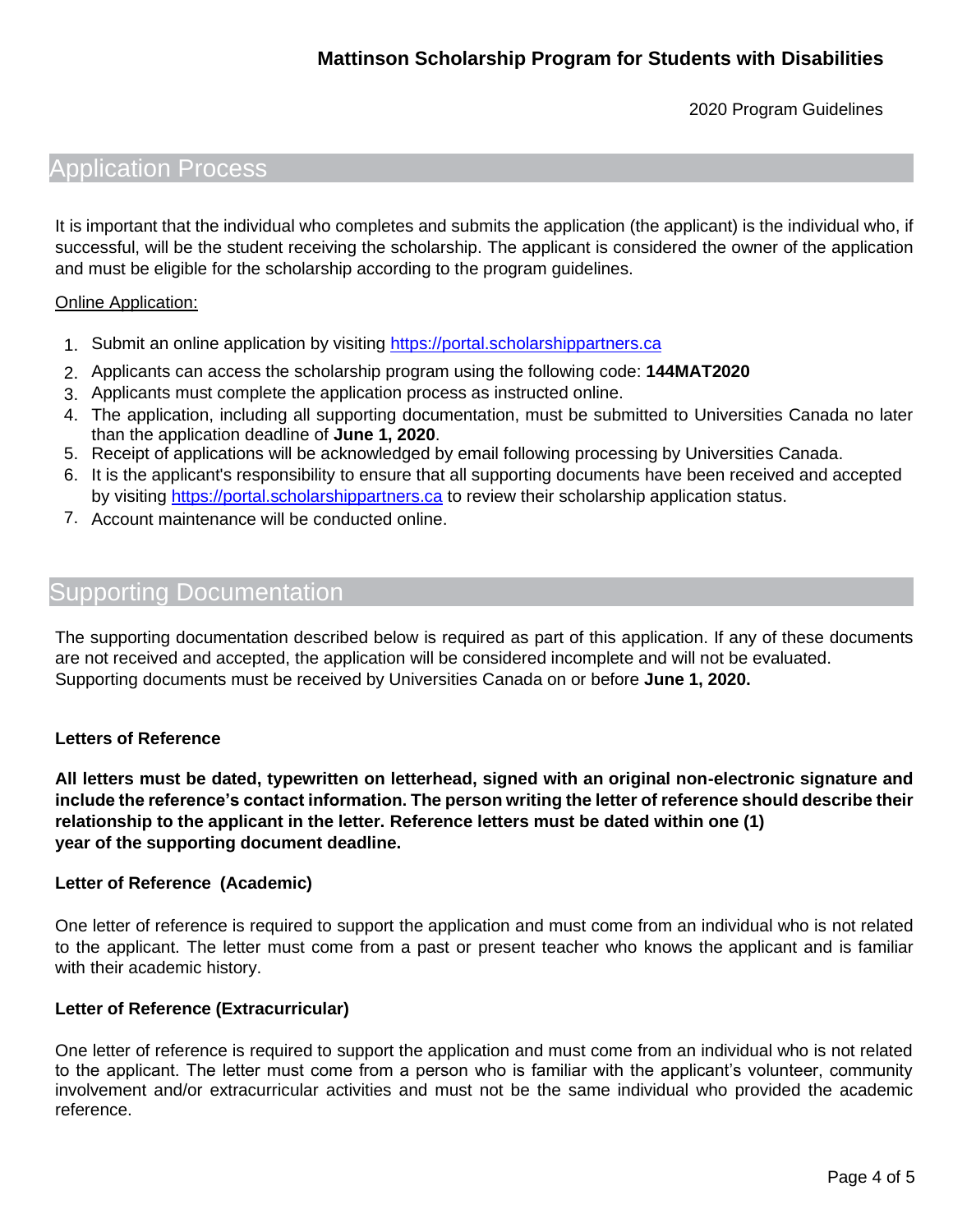## Application Process

It is important that the individual who completes and submits the application (the applicant) is the individual who, if successful, will be the student receiving the scholarship. The applicant is considered the owner of the application and must be eligible for the scholarship according to the program guidelines.

Online Application:

1. Submit an online application by visiting [https://portal.scholarshippartners.ca](https://portal.scholarshippartners.ca)
2. Applicants can access the scholarship program using the following code: **144MAT2020**
3. Applicants must complete the application process as instructed online.
4. The application, including all supporting documentation, must be submitted to Universities Canada no later than the application deadline of **June 1, 2020**.
5. Receipt of applications will be acknowledged by email following processing by Universities Canada.
6. It is the applicant's responsibility to ensure that all supporting documents have been received and accepted by visiting [https://portal.scholarshippartners.ca](https://portal.scholarshippartners.ca) to review their scholarship application status.
7. Account maintenance will be conducted online.

## Supporting Documentation

The supporting documentation described below is required as part of this application. If any of these documents are not received and accepted, the application will be considered incomplete and will not be evaluated. Supporting documents must be received by Universities Canada on or before **June 1, 2020.**

**Letters of Reference**

**All letters must be dated, typewritten on letterhead, signed with an original non-electronic signature and include the reference's contact information. The person writing the letter of reference should describe their relationship to the applicant in the letter. Reference letters must be dated within one (1) year of the supporting document deadline.**

**Letter of Reference (Academic)**

One letter of reference is required to support the application and must come from an individual who is not related to the applicant. The letter must come from a past or present teacher who knows the applicant and is familiar with their academic history.

**Letter of Reference (Extracurricular)**

One letter of reference is required to support the application and must come from an individual who is not related to the applicant. The letter must come from a person who is familiar with the applicant's volunteer, community involvement and/or extracurricular activities and must not be the same individual who provided the academic reference.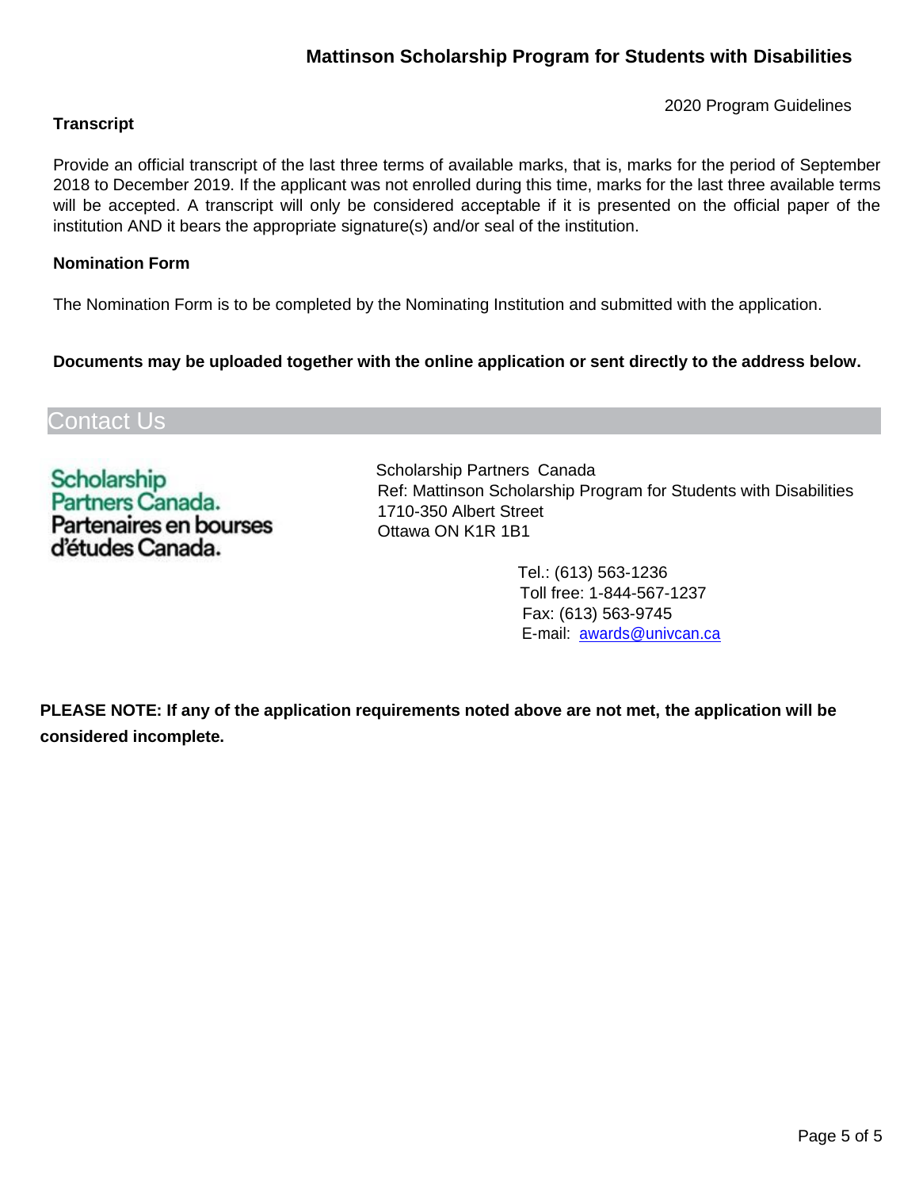### Transcript

Provide an official transcript of the last three terms of available marks, that is, marks for the period of September 2018 to December 2019. If the applicant was not enrolled during this time, marks for the last three available terms will be accepted. A transcript will only be considered acceptable if it is presented on the official paper of the institution AND it bears the appropriate signature(s) and/or seal of the institution.

### Nomination Form

The Nomination Form is to be completed by the Nominating Institution and submitted with the application.

**Documents may be uploaded together with the online application or sent directly to the address below.**

## Contact Us

Scholarship Partners Canada.
Partenaires en bourses d'études Canada.

Scholarship Partners Canada
Ref: Mattinson Scholarship Program for Students with Disabilities
1710-350 Albert Street
Ottawa ON K1R 1B1

Tel.: (613) 563-1236
Toll free: 1-844-567-1237
Fax: (613) 563-9745
E-mail: awards@univcan.ca

**PLEASE NOTE: If any of the application requirements noted above are not met, the application will be considered incomplete.**